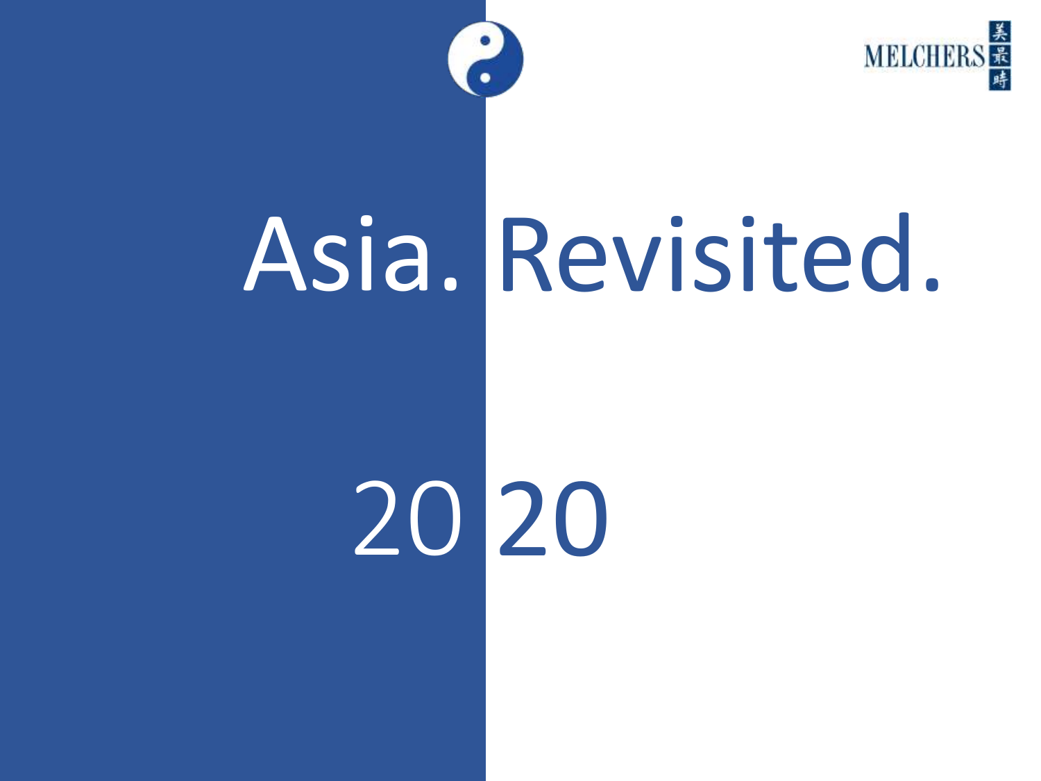MELCHERS 美最時

# Asia. Revisited.

## 2020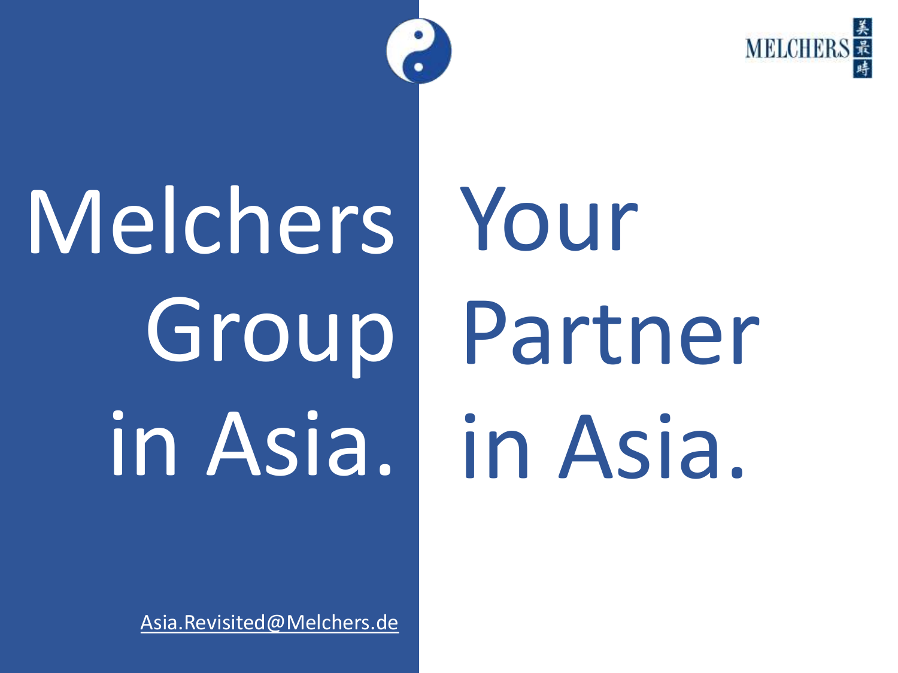# Melchers Group in Asia.

# Your Partner in Asia.

Asia.Revisited@Melchers.de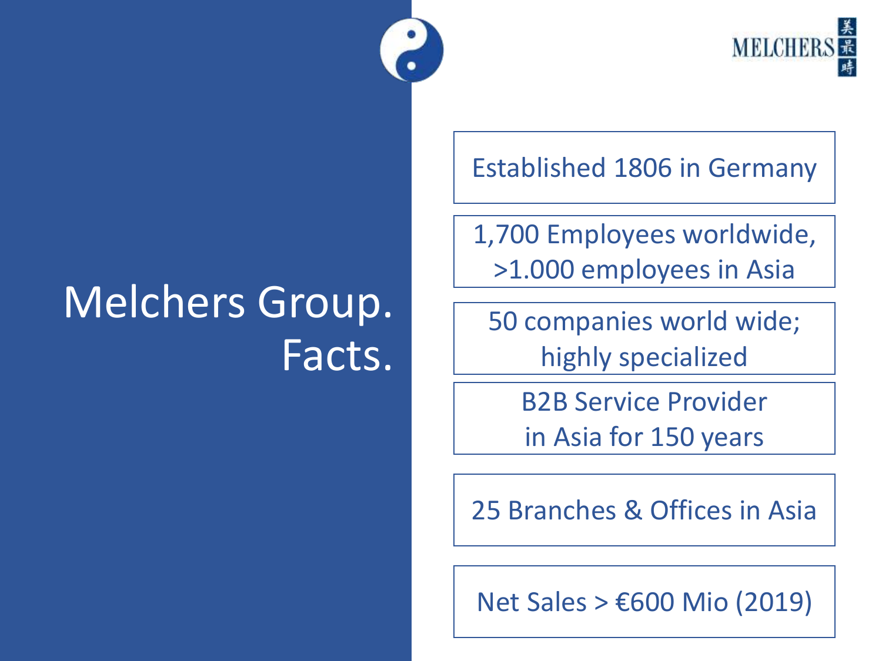# Melchers Group. Facts.

- Established 1806 in Germany
- 1,700 Employees worldwide, >1.000 employees in Asia
- 50 companies world wide; highly specialized
- B2B Service Provider in Asia for 150 years
- 25 Branches & Offices in Asia
- Net Sales > €600 Mio (2019)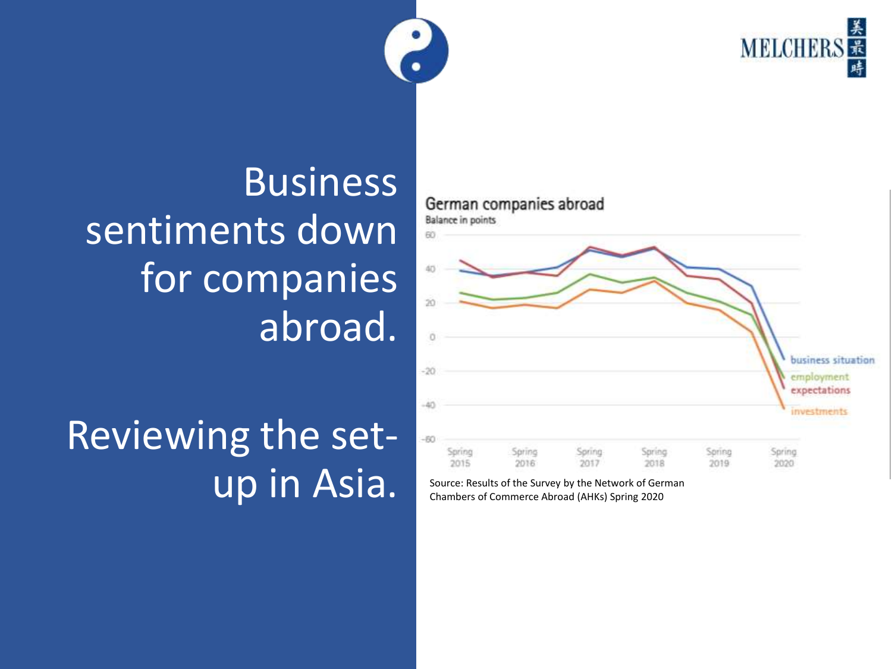# Business sentiments down for companies abroad.

# Reviewing the set-up in Asia.

**German companies abroad**

Balance in points

| | Spring 2015 | Spring 2016 | Spring 2017 | Spring 2018 | Spring 2019 | Spring 2020 |
|---|---|---|---|---|---|---|
| business situation | | | | | | |
| employment | | | | | | |
| expectations | | | | | | |
| investments | | | | | | |

Y-axis: 60, 40, 20, 0, -20, -40, -60

Source: Results of the Survey by the Network of German Chambers of Commerce Abroad (AHKs) Spring 2020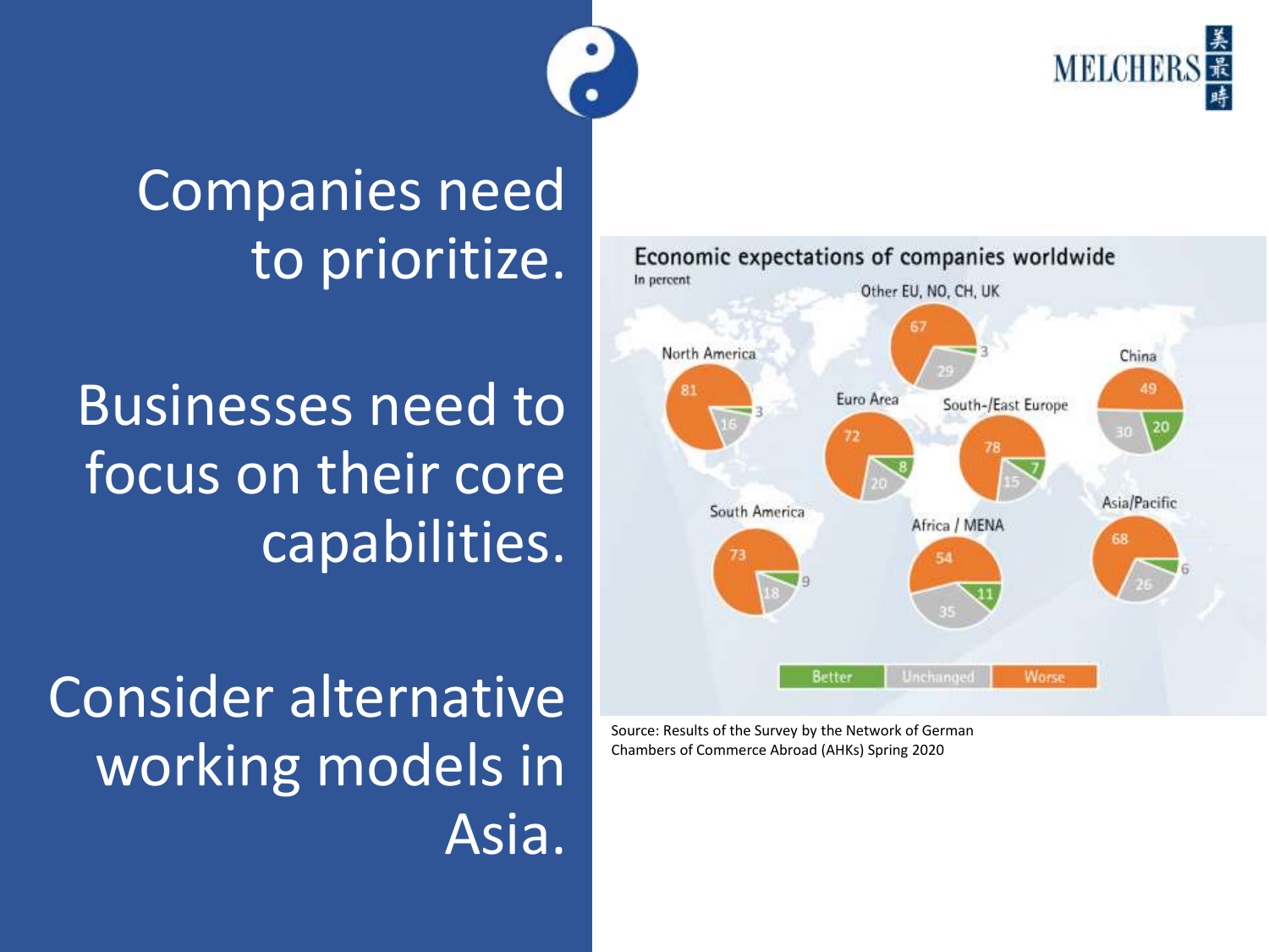Companies need to prioritize.

Businesses need to focus on their core capabilities.

Consider alternative working models in Asia.

**Economic expectations of companies worldwide**

In percent

| Region | Better | Unchanged | Worse |
| --- | --- | --- | --- |
| North America | 3 | 16 | 81 |
| Other EU, NO, CH, UK | 3 | 29 | 67 |
| China | 20 | 30 | 49 |
| Euro Area | 8 | 20 | 72 |
| South-/East Europe | 7 | 15 | 78 |
| South America | 9 | 18 | 73 |
| Africa / MENA | 11 | 35 | 54 |
| Asia/Pacific | 6 | 26 | 68 |

Source: Results of the Survey by the Network of German Chambers of Commerce Abroad (AHKs) Spring 2020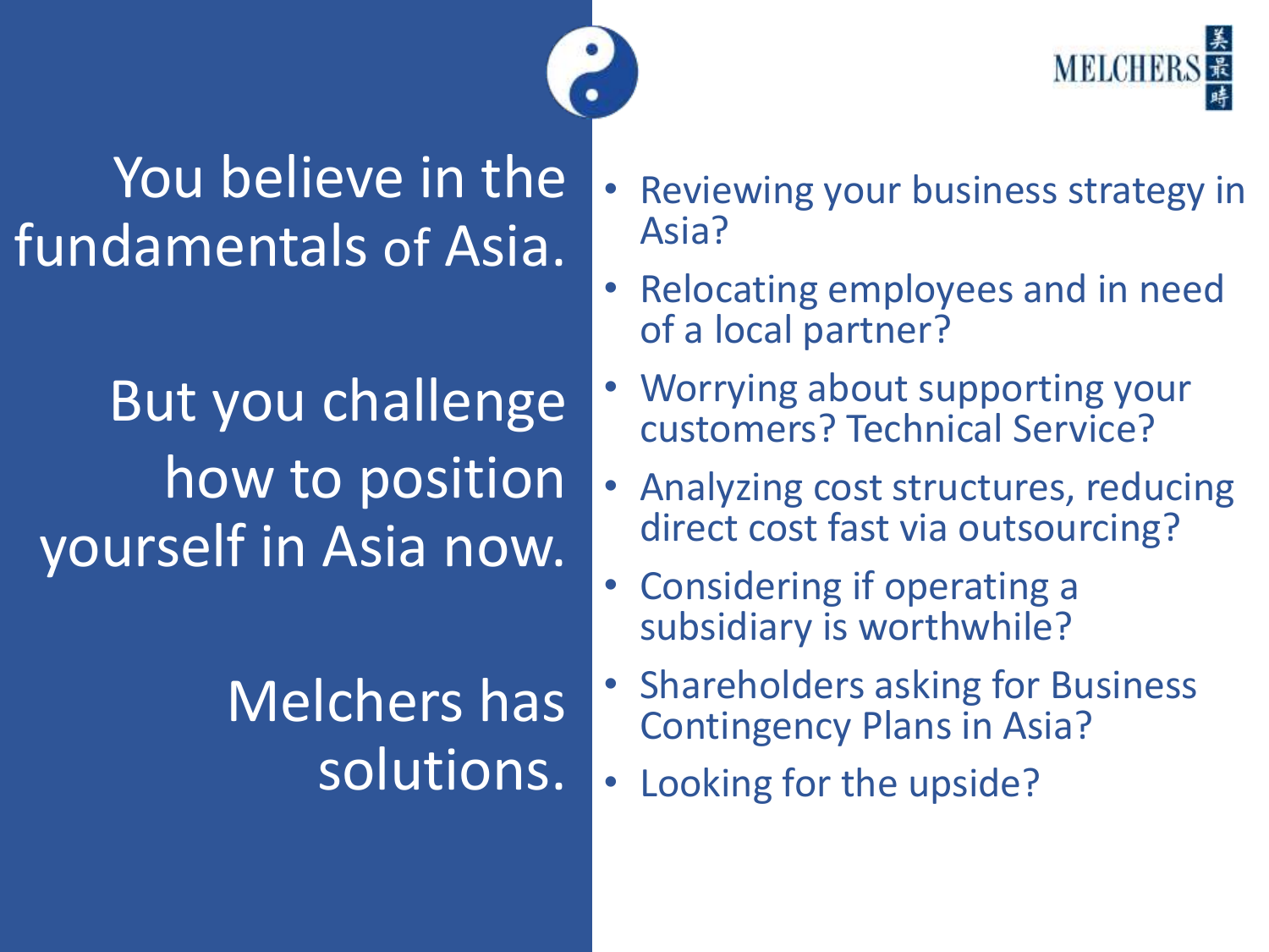MELCHERS 美最時

You believe in the fundamentals of Asia.

But you challenge how to position yourself in Asia now.

Melchers has solutions.

- Reviewing your business strategy in Asia?
- Relocating employees and in need of a local partner?
- Worrying about supporting your customers? Technical Service?
- Analyzing cost structures, reducing direct cost fast via outsourcing?
- Considering if operating a subsidiary is worthwhile?
- Shareholders asking for Business Contingency Plans in Asia?
- Looking for the upside?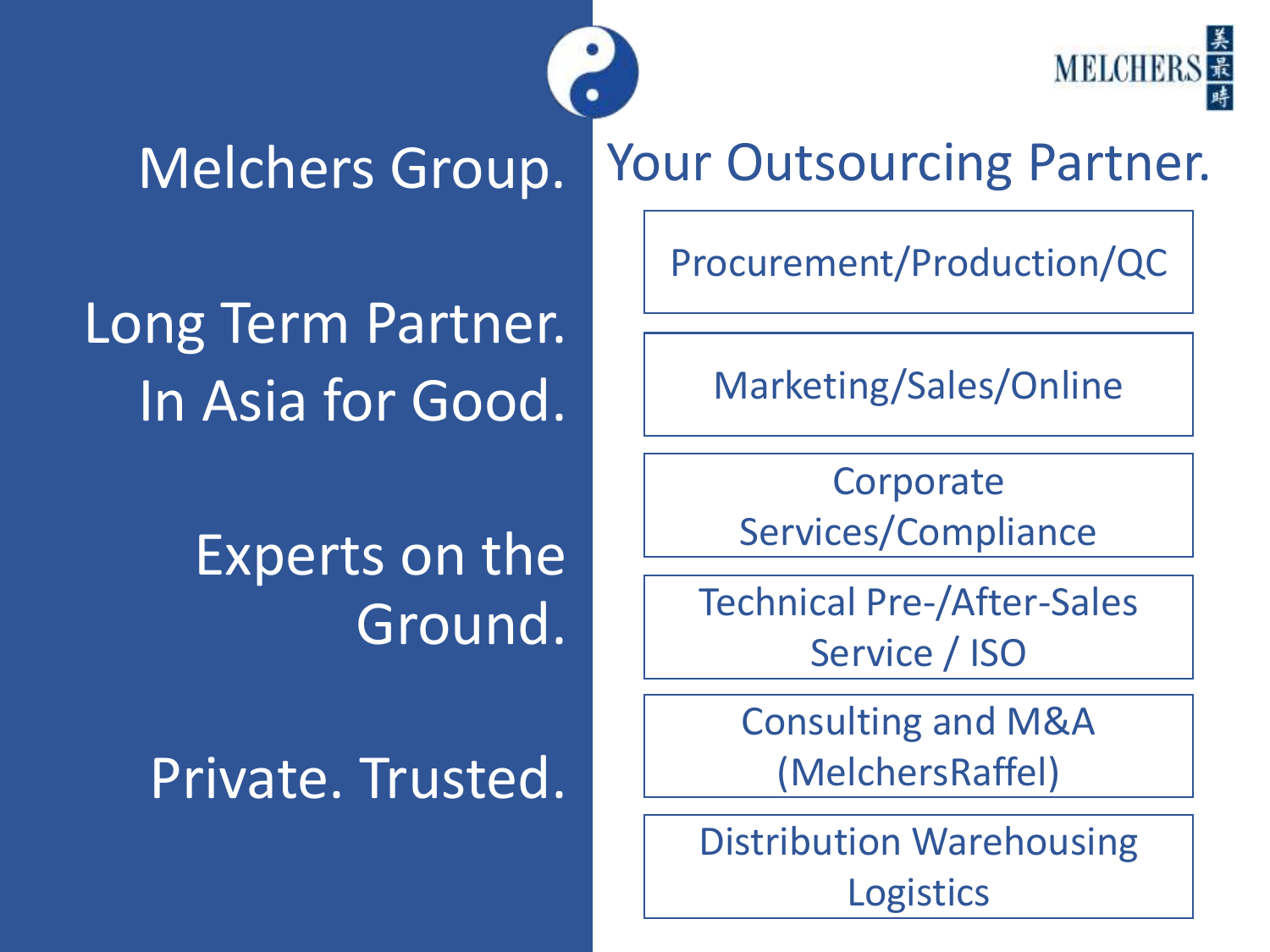MELCHERS 美最時

# Melchers Group.

Long Term Partner.
In Asia for Good.

Experts on the Ground.

Private. Trusted.

# Your Outsourcing Partner.

- Procurement/Production/QC
- Marketing/Sales/Online
- Corporate Services/Compliance
- Technical Pre-/After-Sales Service / ISO
- Consulting and M&A (MelchersRaffel)
- Distribution Warehousing Logistics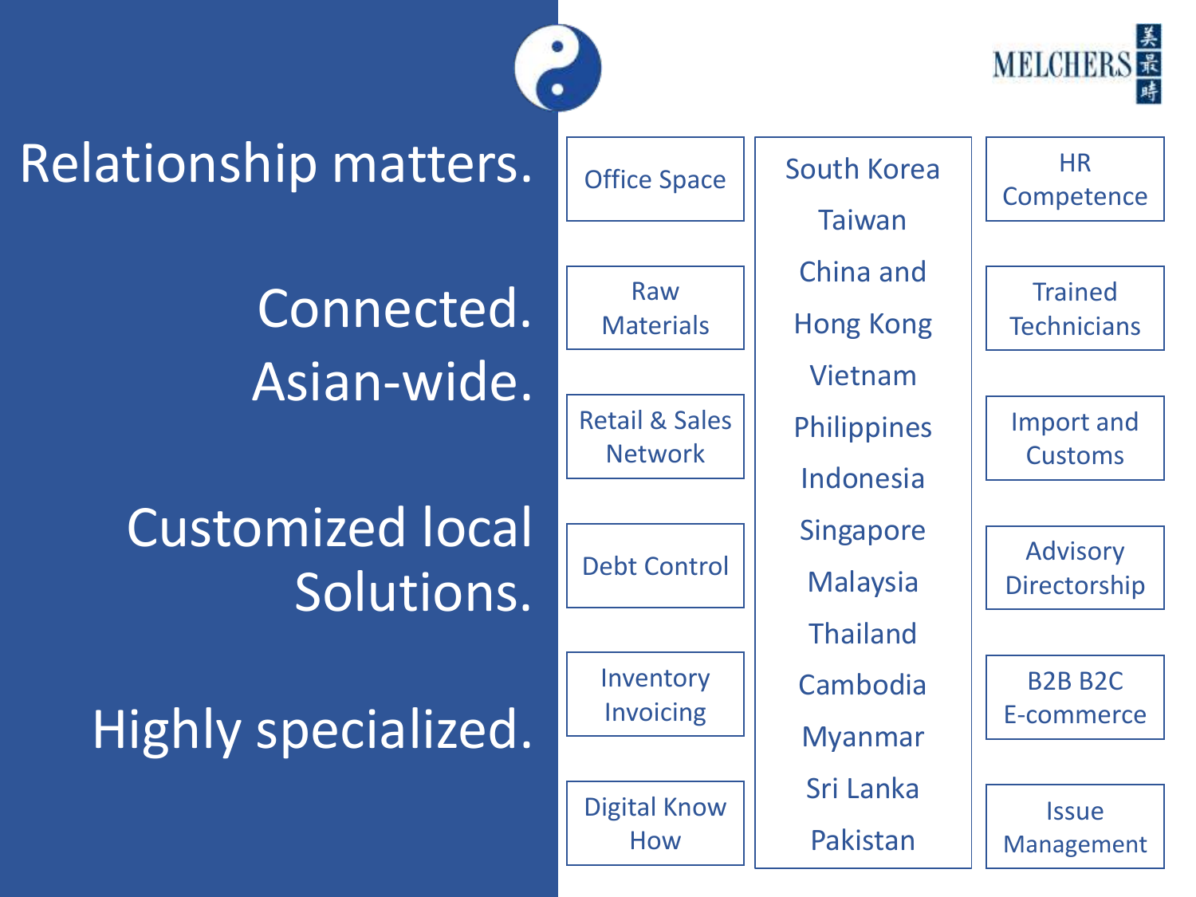MELCHERS 美最時

Relationship matters.

Connected.
Asian-wide.

Customized local Solutions.

Highly specialized.

- Office Space
- Raw Materials
- Retail & Sales Network
- Debt Control
- Inventory Invoicing
- Digital Know How

- South Korea
- Taiwan
- China and Hong Kong
- Vietnam
- Philippines
- Indonesia
- Singapore
- Malaysia
- Thailand
- Cambodia
- Myanmar
- Sri Lanka
- Pakistan

- HR Competence
- Trained Technicians
- Import and Customs
- Advisory Directorship
- B2B B2C E-commerce
- Issue Management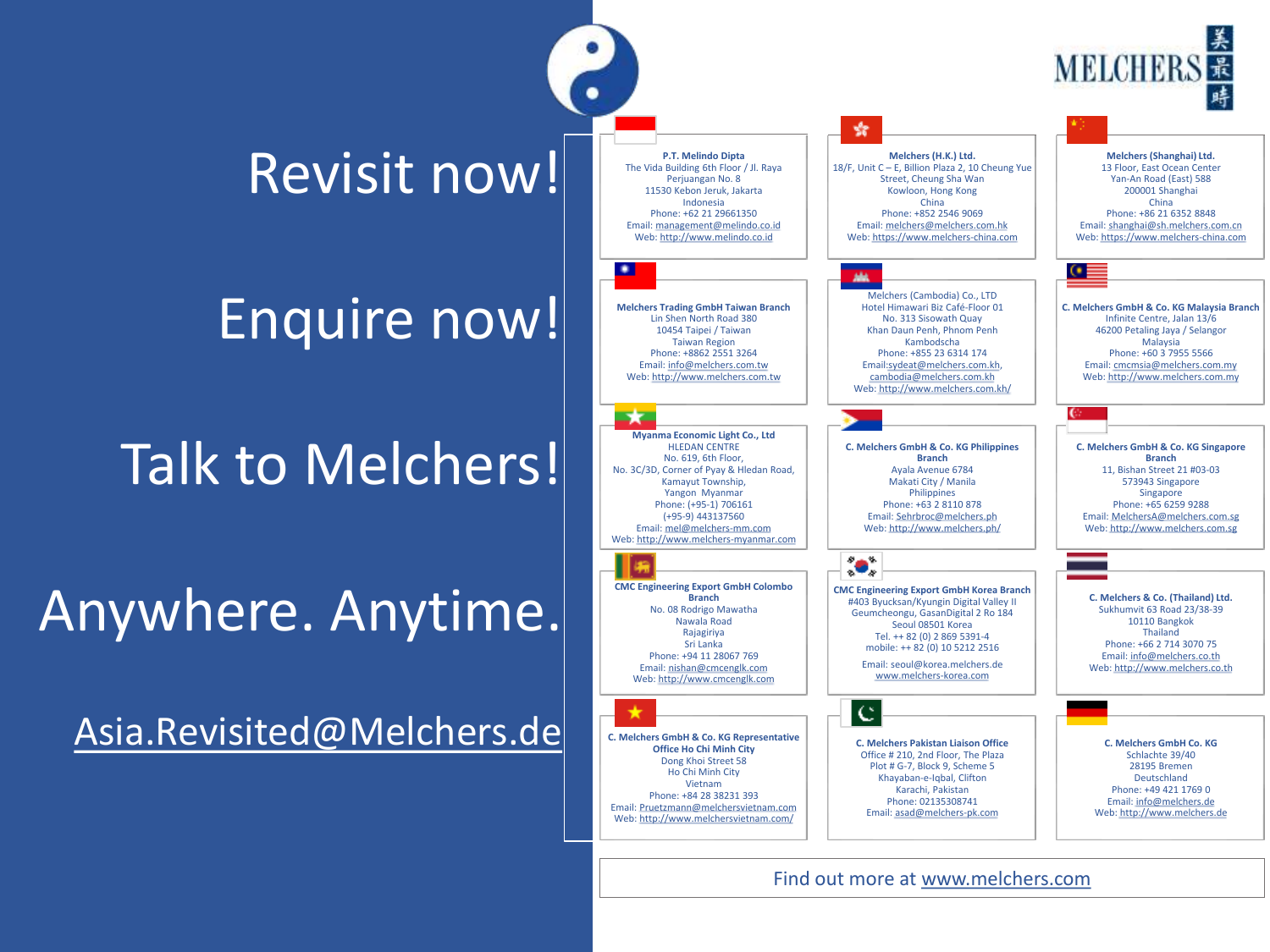# Revisit now!

# Enquire now!

# Talk to Melchers!

# Anywhere. Anytime.

Asia.Revisited@Melchers.de

MELCHERS 美最時

**P.T. Melindo Dipta**
The Vida Building 6th Floor / Jl. Raya Perjuangan No. 8
11530 Kebon Jeruk, Jakarta
Indonesia
Phone: +62 21 29661350
Email: management@melindo.co.id
Web: http://www.melindo.co.id

**Melchers (H.K.) Ltd.**
18/F, Unit C – E, Billion Plaza 2, 10 Cheung Yue Street, Cheung Sha Wan
Kowloon, Hong Kong
China
Phone: +852 2546 9069
Email: melchers@melchers.com.hk
Web: https://www.melchers-china.com

**Melchers (Shanghai) Ltd.**
13 Floor, East Ocean Center
Yan-An Road (East) 588
200001 Shanghai
China
Phone: +86 21 6352 8848
Email: shanghai@sh.melchers.com.cn
Web: https://www.melchers-china.com

**Melchers Trading GmbH Taiwan Branch**
Lin Shen North Road 380
10454 Taipei / Taiwan
Taiwan Region
Phone: +8862 2551 3264
Email: info@melchers.com.tw
Web: http://www.melchers.com.tw

Melchers (Cambodia) Co., LTD
Hotel Himawari Biz Café-Floor 01
No. 313 Sisowath Quay
Khan Daun Penh, Phnom Penh
Kambodscha
Phone: +855 23 6314 174
Email:sydeat@melchers.com.kh, cambodia@melchers.com.kh
Web: http://www.melchers.com.kh/

**C. Melchers GmbH & Co. KG Malaysia Branch**
Infinite Centre, Jalan 13/6
46200 Petaling Jaya / Selangor
Malaysia
Phone: +60 3 7955 5566
Email: cmcmsia@melchers.com.my
Web: http://www.melchers.com.my

**Myanma Economic Light Co., Ltd**
HLEDAN CENTRE
No. 619, 6th Floor,
No. 3C/3D, Corner of Pyay & Hledan Road,
Kamayut Township,
Yangon Myanmar
Phone: (+95-1) 706161
(+95-9) 443137560
Email: mel@melchers-mm.com
Web: http://www.melchers-myanmar.com

**C. Melchers GmbH & Co. KG Philippines Branch**
Ayala Avenue 6784
Makati City / Manila
Philippines
Phone: +63 2 8110 878
Email: Sehrbroc@melchers.ph
Web: http://www.melchers.ph/

**C. Melchers GmbH & Co. KG Singapore Branch**
11, Bishan Street 21 #03-03
573943 Singapore
Singapore
Phone: +65 6259 9288
Email: MelchersA@melchers.com.sg
Web: http://www.melchers.com.sg

**CMC Engineering Export GmbH Colombo Branch**
No. 08 Rodrigo Mawatha
Nawala Road
Rajagiriya
Sri Lanka
Phone: +94 11 28067 769
Email: nishan@cmcenglk.com
Web: http://www.cmcenglk.com

**CMC Engineering Export GmbH Korea Branch**
#403 Byucksan/Kyungin Digital Valley II
Geumcheongu, GasanDigital 2 Ro 184
Seoul 08501 Korea
Tel. ++ 82 (0) 2 869 5391-4
mobile: ++ 82 (0) 10 5212 2516
Email: seoul@korea.melchers.de
www.melchers-korea.com

**C. Melchers & Co. (Thailand) Ltd.**
Sukhumvit 63 Road 23/38-39
10110 Bangkok
Thailand
Phone: +66 2 714 3070 75
Email: info@melchers.co.th
Web: http://www.melchers.co.th

**C. Melchers GmbH & Co. KG Representative Office Ho Chi Minh City**
Dong Khoi Street 58
Ho Chi Minh City
Vietnam
Phone: +84 28 38231 393
Email: Pruetzmann@melchersvietnam.com
Web: http://www.melchersvietnam.com/

**C. Melchers Pakistan Liaison Office**
Office # 210, 2nd Floor, The Plaza
Plot # G-7, Block 9, Scheme 5
Khayaban-e-Iqbal, Clifton
Karachi, Pakistan
Phone: 02135308741
Email: asad@melchers-pk.com

**C. Melchers GmbH Co. KG**
Schlachte 39/40
28195 Bremen
Deutschland
Phone: +49 421 1769 0
Email: info@melchers.de
Web: http://www.melchers.de

Find out more at www.melchers.com